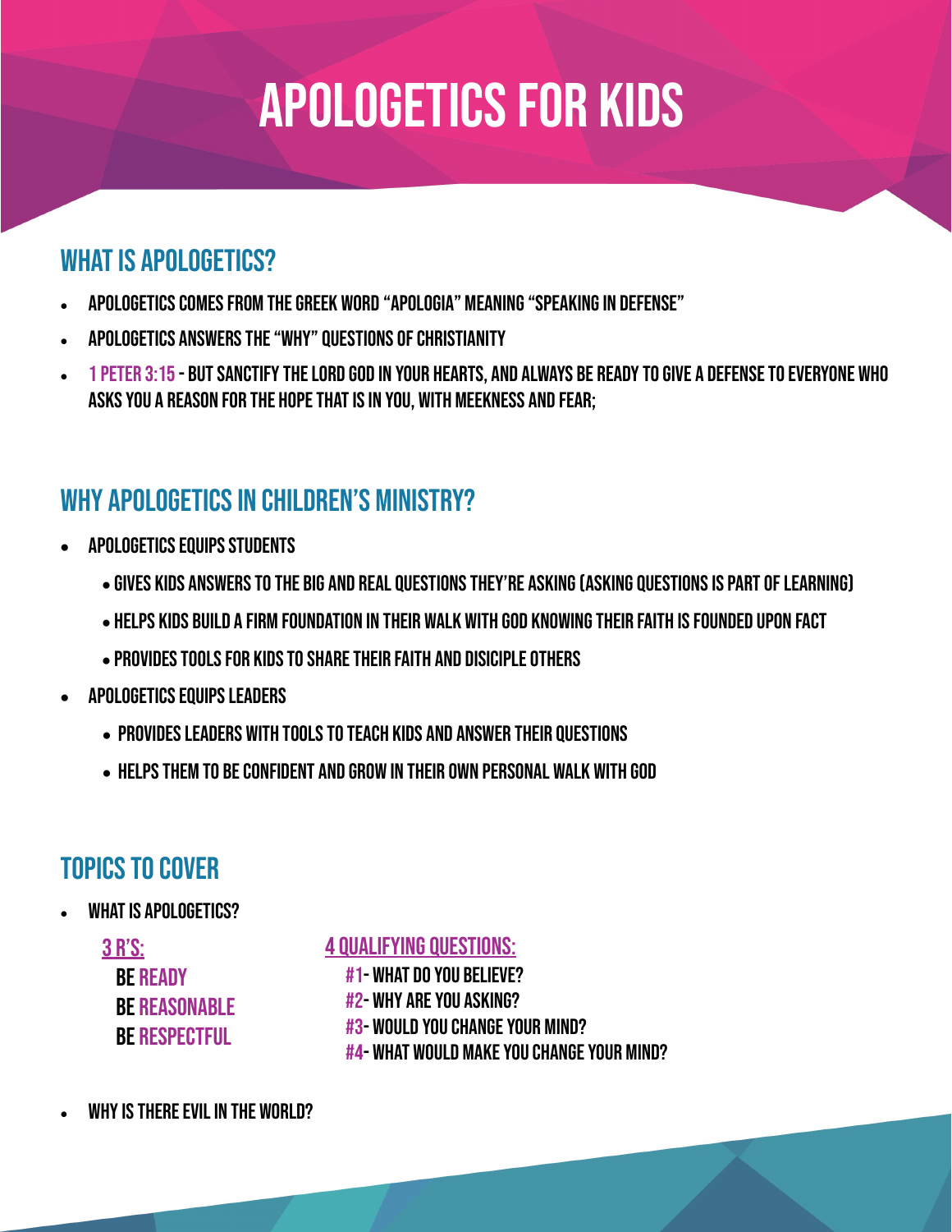# APOLOGETICS FOR KIDS

## WHAT IS APOLOGETICS?

- APOLOGETICS COMES FROM THE GREEK WORD "APOLOGIA" MEANING "SPEAKING IN DEFENSE"
- APOLOGETICS ANSWERS THE "WHY" QUESTIONS OF CHRISTIANITY
- 1 PETER 3:15 - BUT SANCTIFY THE LORD GOD IN YOUR HEARTS, AND ALWAYS BE READY TO GIVE A DEFENSE TO EVERYONE WHO ASKS YOU A REASON FOR THE HOPE THAT IS IN YOU, WITH MEEKNESS AND FEAR;

## WHY APOLOGETICS IN CHILDREN'S MINISTRY?

- APOLOGETICS EQUIPS STUDENTS
  - GIVES KIDS ANSWERS TO THE BIG AND REAL QUESTIONS THEY'RE ASKING (ASKING QUESTIONS IS PART OF LEARNING)
  - HELPS KIDS BUILD A FIRM FOUNDATION IN THEIR WALK WITH GOD KNOWING THEIR FAITH IS FOUNDED UPON FACT
  - PROVIDES TOOLS FOR KIDS TO SHARE THEIR FAITH AND DISICIPLE OTHERS
- APOLOGETICS EQUIPS LEADERS
  - PROVIDES LEADERS WITH TOOLS TO TEACH KIDS AND ANSWER THEIR QUESTIONS
  - HELPS THEM TO BE CONFIDENT AND GROW IN THEIR OWN PERSONAL WALK WITH GOD

## TOPICS TO COVER

- WHAT IS APOLOGETICS?

  <u>3 R'S:</u>

  BE READY
  BE REASONABLE
  BE RESPECTFUL

  <u>4 QUALIFYING QUESTIONS:</u>

  #1- WHAT DO YOU BELIEVE?
  #2- WHY ARE YOU ASKING?
  #3- WOULD YOU CHANGE YOUR MIND?
  #4- WHAT WOULD MAKE YOU CHANGE YOUR MIND?

- WHY IS THERE EVIL IN THE WORLD?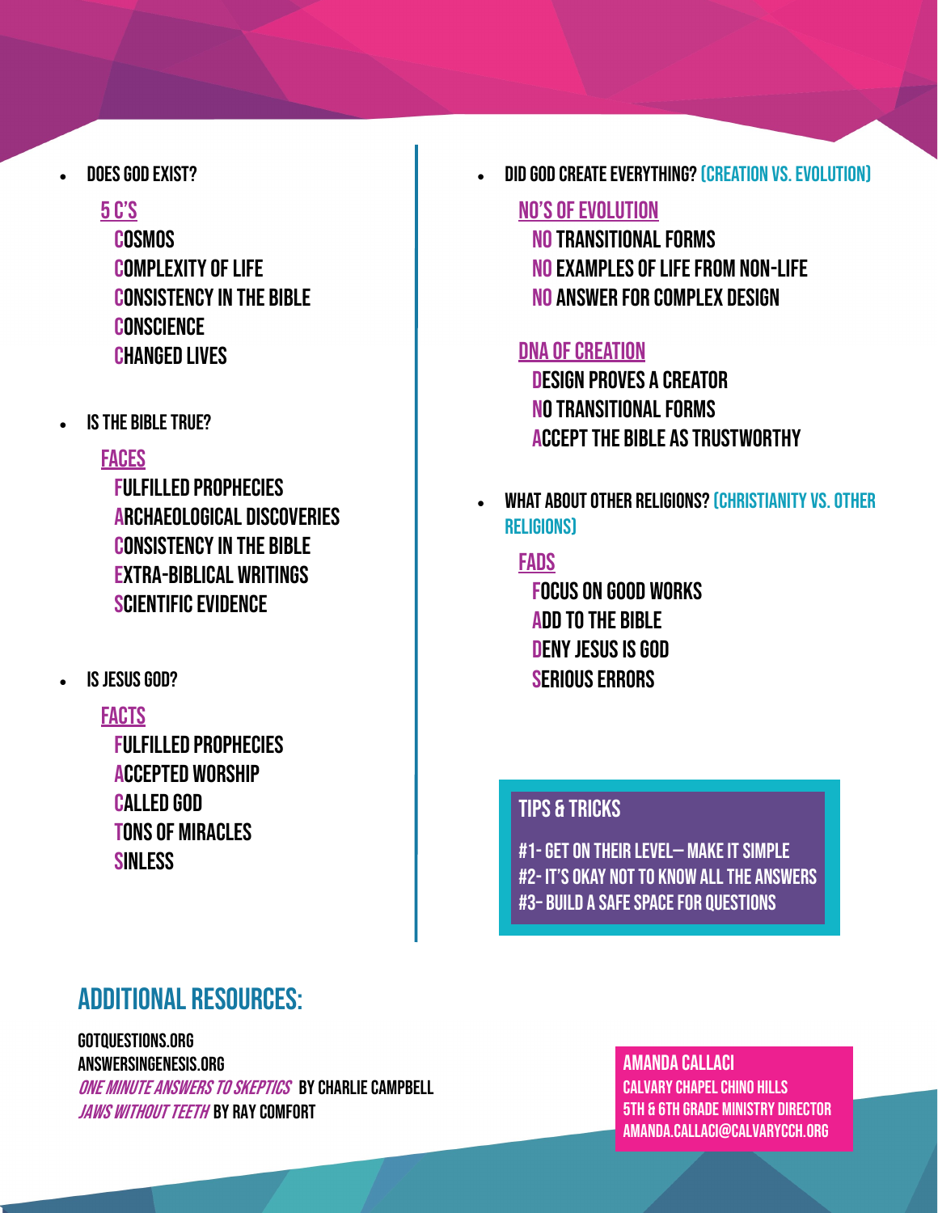- DOES GOD EXIST?

  **5 C'S**

  - **C**OSMOS
  - **C**OMPLEXITY OF LIFE
  - **C**ONSISTENCY IN THE BIBLE
  - **C**ONSCIENCE
  - **C**HANGED LIVES

- IS THE BIBLE TRUE?

  **FACES**

  - **F**ULFILLED PROPHECIES
  - **A**RCHAEOLOGICAL DISCOVERIES
  - **C**ONSISTENCY IN THE BIBLE
  - **E**XTRA-BIBLICAL WRITINGS
  - **S**CIENTIFIC EVIDENCE

- IS JESUS GOD?

  **FACTS**

  - **F**ULFILLED PROPHECIES
  - **A**CCEPTED WORSHIP
  - **C**ALLED GOD
  - **T**ONS OF MIRACLES
  - **S**INLESS

- DID GOD CREATE EVERYTHING? (CREATION VS. EVOLUTION)

  **NO'S OF EVOLUTION**

  - **NO** TRANSITIONAL FORMS
  - **NO** EXAMPLES OF LIFE FROM NON-LIFE
  - **NO** ANSWER FOR COMPLEX DESIGN

  **DNA OF CREATION**

  - **D**ESIGN PROVES A CREATOR
  - **N**O TRANSITIONAL FORMS
  - **A**CCEPT THE BIBLE AS TRUSTWORTHY

- WHAT ABOUT OTHER RELIGIONS? (CHRISTIANITY VS. OTHER RELIGIONS)

  **FADS**

  - **F**OCUS ON GOOD WORKS
  - **A**DD TO THE BIBLE
  - **D**ENY JESUS IS GOD
  - **S**ERIOUS ERRORS

### TIPS & TRICKS

#1- GET ON THEIR LEVEL– MAKE IT SIMPLE
#2- IT'S OKAY NOT TO KNOW ALL THE ANSWERS
#3- BUILD A SAFE SPACE FOR QUESTIONS

## ADDITIONAL RESOURCES:

GOTQUESTIONS.ORG
ANSWERSINGENESIS.ORG
*ONE MINUTE ANSWERS TO SKEPTICS* BY CHARLIE CAMPBELL
*JAWS WITHOUT TEETH* BY RAY COMFORT

**AMANDA CALLACI**
CALVARY CHAPEL CHINO HILLS
5TH & 6TH GRADE MINISTRY DIRECTOR
AMANDA.CALLACI@CALVARYCCH.ORG